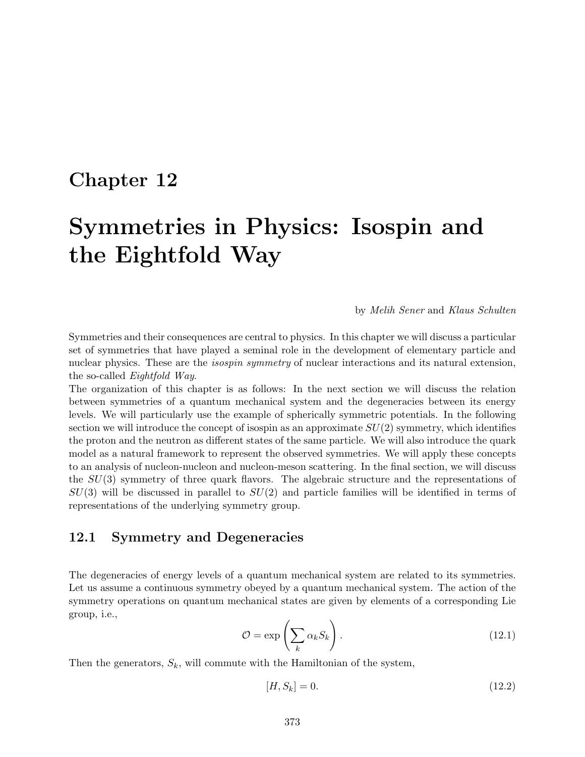# Chapter 12

# Symmetries in Physics: Isospin and the Eightfold Way

by *Melih Sener* and *Klaus Schulten*

Symmetries and their consequences are central to physics. In this chapter we will discuss a particular set of symmetries that have played a seminal role in the development of elementary particle and nuclear physics. These are the *isospin symmetry* of nuclear interactions and its natural extension, the so-called *Eightfold Way*.

The organization of this chapter is as follows: In the next section we will discuss the relation between symmetries of a quantum mechanical system and the degeneracies between its energy levels. We will particularly use the example of spherically symmetric potentials. In the following section we will introduce the concept of isospin as an approximate $SU(2)$ symmetry, which identifies the proton and the neutron as different states of the same particle. We will also introduce the quark model as a natural framework to represent the observed symmetries. We will apply these concepts to an analysis of nucleon-nucleon and nucleon-meson scattering. In the final section, we will discuss the $SU(3)$ symmetry of three quark flavors. The algebraic structure and the representations of $SU(3)$ will be discussed in parallel to $SU(2)$ and particle families will be identified in terms of representations of the underlying symmetry group.

## 12.1 Symmetry and Degeneracies

The degeneracies of energy levels of a quantum mechanical system are related to its symmetries. Let us assume a continuous symmetry obeyed by a quantum mechanical system. The action of the symmetry operations on quantum mechanical states are given by elements of a corresponding Lie group, i.e.,

$$\mathcal{O} = \exp\left(\sum_k \alpha_k S_k\right). \tag{12.1}$$

Then the generators, $S_k$, will commute with the Hamiltonian of the system,

$$[H, S_k] = 0. \tag{12.2}$$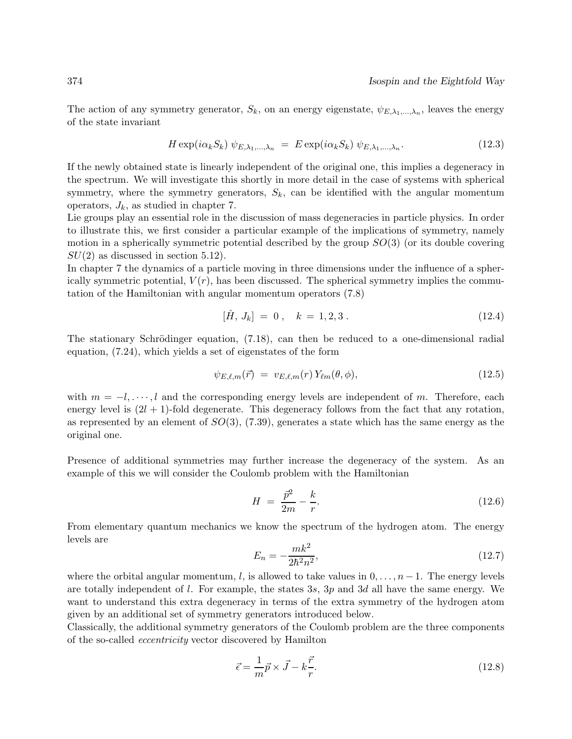The action of any symmetry generator, $S_k$, on an energy eigenstate, $\psi_{E,\lambda_1,\ldots,\lambda_n}$, leaves the energy of the state invariant

$$H \exp(i\alpha_k S_k)\, \psi_{E,\lambda_1,\ldots,\lambda_n} \;=\; E \exp(i\alpha_k S_k)\, \psi_{E,\lambda_1,\ldots,\lambda_n}. \tag{12.3}$$

If the newly obtained state is linearly independent of the original one, this implies a degeneracy in the spectrum. We will investigate this shortly in more detail in the case of systems with spherical symmetry, where the symmetry generators, $S_k$, can be identified with the angular momentum operators, $J_k$, as studied in chapter 7.
Lie groups play an essential role in the discussion of mass degeneracies in particle physics. In order to illustrate this, we first consider a particular example of the implications of symmetry, namely motion in a spherically symmetric potential described by the group $SO(3)$ (or its double covering $SU(2)$ as discussed in section 5.12).
In chapter 7 the dynamics of a particle moving in three dimensions under the influence of a spherically symmetric potential, $V(r)$, has been discussed. The spherical symmetry implies the commutation of the Hamiltonian with angular momentum operators (7.8)

$$[\hat{H},\, J_k] \;=\; 0\,, \quad k \;=\; 1,2,3\,. \tag{12.4}$$

The stationary Schrödinger equation, (7.18), can then be reduced to a one-dimensional radial equation, (7.24), which yields a set of eigenstates of the form

$$\psi_{E,\ell,m}(\vec{r}) \;=\; v_{E,\ell,m}(r)\, Y_{\ell m}(\theta,\phi), \tag{12.5}$$

with $m = -l, \cdots, l$ and the corresponding energy levels are independent of $m$. Therefore, each energy level is $(2l+1)$-fold degenerate. This degeneracy follows from the fact that any rotation, as represented by an element of $SO(3)$, (7.39), generates a state which has the same energy as the original one.

Presence of additional symmetries may further increase the degeneracy of the system. As an example of this we will consider the Coulomb problem with the Hamiltonian

$$H \;=\; \frac{\vec{p}^2}{2m} - \frac{k}{r}. \tag{12.6}$$

From elementary quantum mechanics we know the spectrum of the hydrogen atom. The energy levels are

$$E_n = -\frac{mk^2}{2\hbar^2 n^2}, \tag{12.7}$$

where the orbital angular momentum, $l$, is allowed to take values in $0, \ldots, n-1$. The energy levels are totally independent of $l$. For example, the states $3s$, $3p$ and $3d$ all have the same energy. We want to understand this extra degeneracy in terms of the extra symmetry of the hydrogen atom given by an additional set of symmetry generators introduced below.
Classically, the additional symmetry generators of the Coulomb problem are the three components of the so-called *eccentricity* vector discovered by Hamilton

$$\vec{\epsilon} = \frac{1}{m}\vec{p} \times \vec{J} - k\frac{\vec{r}}{r}. \tag{12.8}$$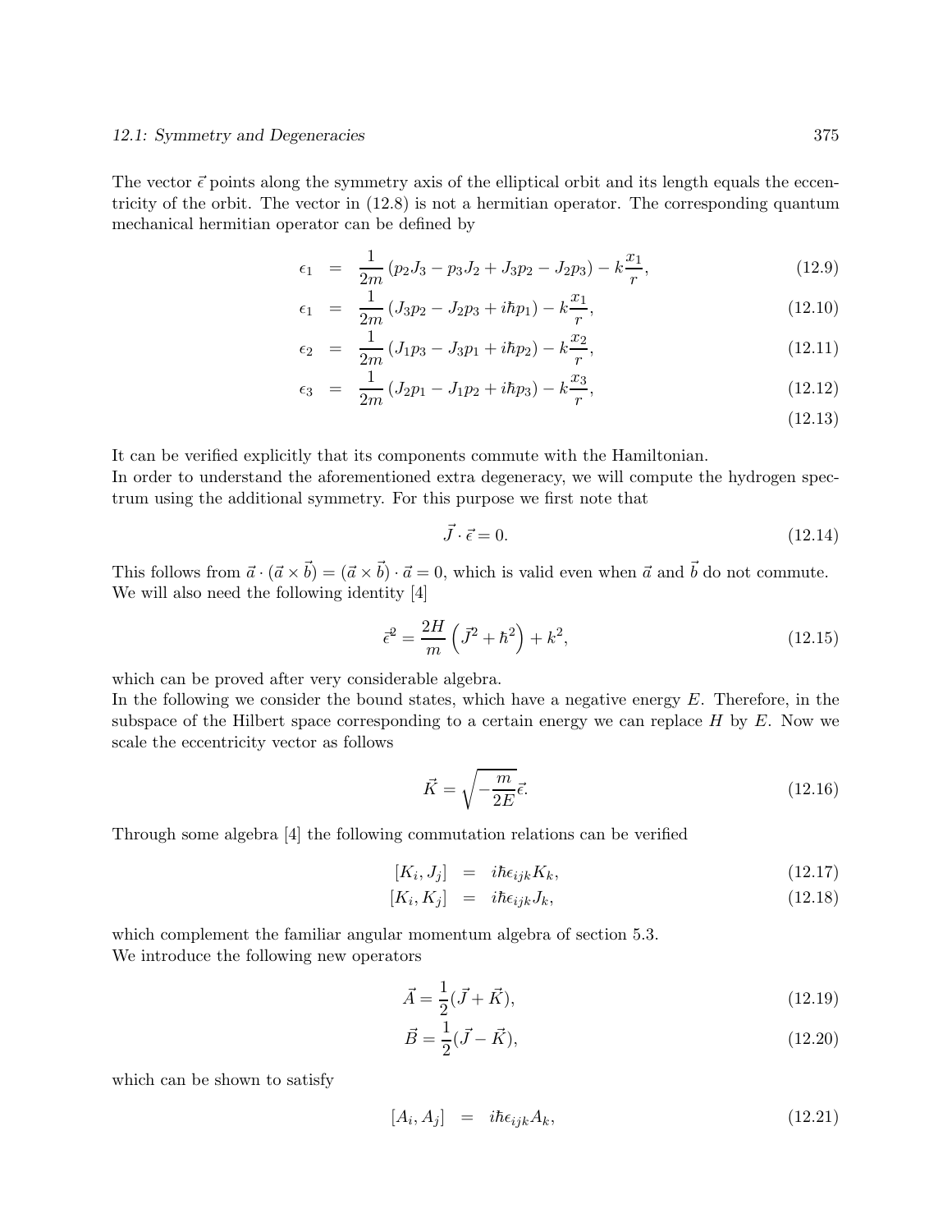The vector $\vec{\epsilon}$ points along the symmetry axis of the elliptical orbit and its length equals the eccentricity of the orbit. The vector in (12.8) is not a hermitian operator. The corresponding quantum mechanical hermitian operator can be defined by

$$
\begin{aligned}
\epsilon_1 &= \frac{1}{2m}\left(p_2 J_3 - p_3 J_2 + J_3 p_2 - J_2 p_3\right) - k\frac{x_1}{r}, && (12.9)\\
\epsilon_1 &= \frac{1}{2m}\left(J_3 p_2 - J_2 p_3 + i\hbar p_1\right) - k\frac{x_1}{r}, && (12.10)\\
\epsilon_2 &= \frac{1}{2m}\left(J_1 p_3 - J_3 p_1 + i\hbar p_2\right) - k\frac{x_2}{r}, && (12.11)\\
\epsilon_3 &= \frac{1}{2m}\left(J_2 p_1 - J_1 p_2 + i\hbar p_3\right) - k\frac{x_3}{r}, && (12.12)\\
& && (12.13)
\end{aligned}
$$

It can be verified explicitly that its components commute with the Hamiltonian.
In order to understand the aforementioned extra degeneracy, we will compute the hydrogen spectrum using the additional symmetry. For this purpose we first note that

$$\vec{J} \cdot \vec{\epsilon} = 0. \tag{12.14}$$

This follows from $\vec{a} \cdot (\vec{a} \times \vec{b}) = (\vec{a} \times \vec{b}) \cdot \vec{a} = 0$, which is valid even when $\vec{a}$ and $\vec{b}$ do not commute.
We will also need the following identity [4]

$$\vec{\epsilon}^{\,2} = \frac{2H}{m}\left(\vec{J}^2 + \hbar^2\right) + k^2, \tag{12.15}$$

which can be proved after very considerable algebra.
In the following we consider the bound states, which have a negative energy $E$. Therefore, in the subspace of the Hilbert space corresponding to a certain energy we can replace $H$ by $E$. Now we scale the eccentricity vector as follows

$$\vec{K} = \sqrt{-\frac{m}{2E}}\vec{\epsilon}. \tag{12.16}$$

Through some algebra [4] the following commutation relations can be verified

$$
\begin{aligned}
[K_i, J_j] &= i\hbar\epsilon_{ijk} K_k, && (12.17)\\
[K_i, K_j] &= i\hbar\epsilon_{ijk} J_k, && (12.18)
\end{aligned}
$$

which complement the familiar angular momentum algebra of section 5.3.
We introduce the following new operators

$$\vec{A} = \frac{1}{2}(\vec{J} + \vec{K}), \tag{12.19}$$

$$\vec{B} = \frac{1}{2}(\vec{J} - \vec{K}), \tag{12.20}$$

which can be shown to satisfy

$$[A_i, A_j] = i\hbar\epsilon_{ijk} A_k, \tag{12.21}$$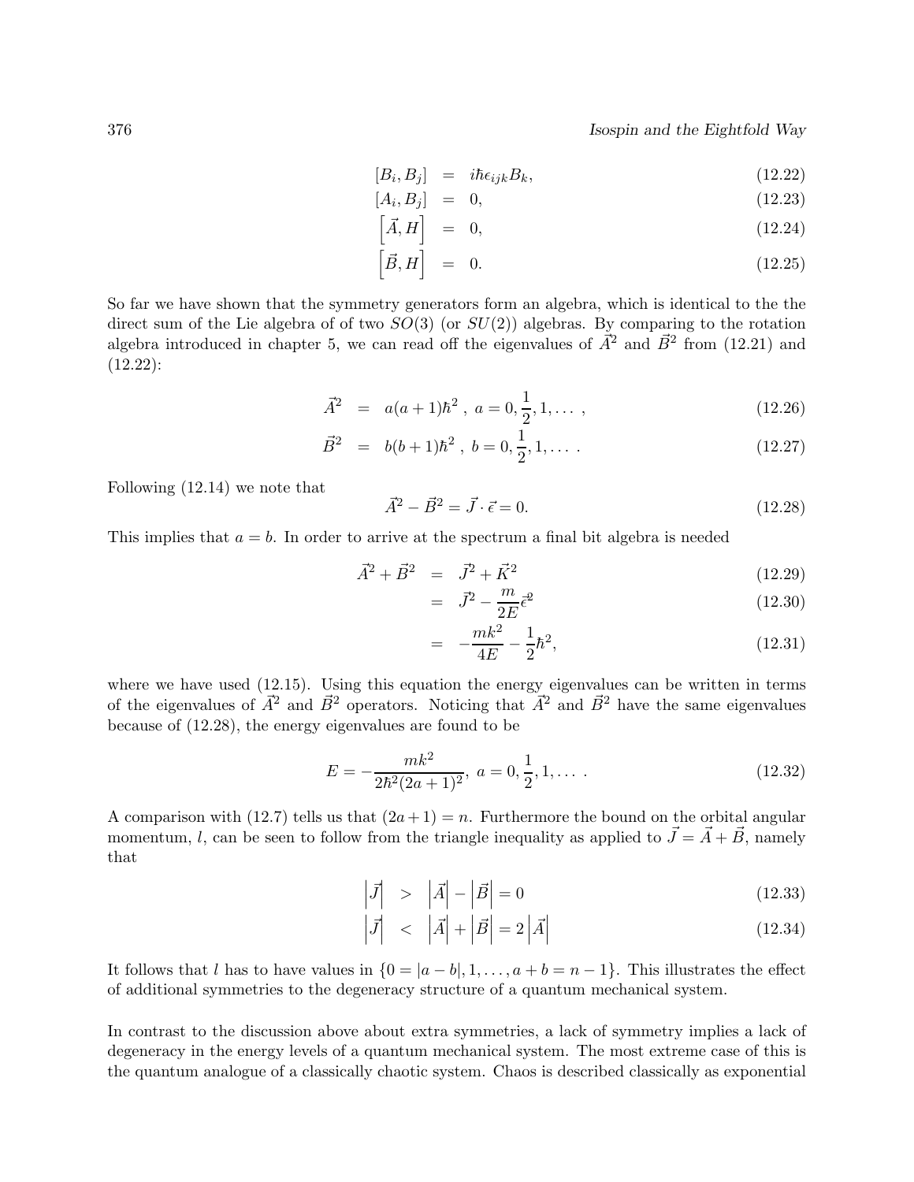$$[B_i, B_j] = i\hbar\epsilon_{ijk}B_k, \tag{12.22}$$

$$[A_i, B_j] = 0, \tag{12.23}$$

$$\left[\vec{A}, H\right] = 0, \tag{12.24}$$

$$\left[\vec{B}, H\right] = 0. \tag{12.25}$$

So far we have shown that the symmetry generators form an algebra, which is identical to the the direct sum of the Lie algebra of of two $SO(3)$ (or $SU(2)$) algebras. By comparing to the rotation algebra introduced in chapter 5, we can read off the eigenvalues of $\vec{A}^2$ and $\vec{B}^2$ from (12.21) and (12.22):

$$\vec{A}^2 = a(a+1)\hbar^2 , \ a = 0, \frac{1}{2}, 1, \ldots , \tag{12.26}$$

$$\vec{B}^2 = b(b+1)\hbar^2 , \ b = 0, \frac{1}{2}, 1, \ldots . \tag{12.27}$$

Following (12.14) we note that

$$\vec{A}^2 - \vec{B}^2 = \vec{J} \cdot \vec{\epsilon} = 0. \tag{12.28}$$

This implies that $a = b$. In order to arrive at the spectrum a final bit algebra is needed

$$\vec{A}^2 + \vec{B}^2 = \vec{J}^2 + \vec{K}^2 \tag{12.29}$$

$$= \vec{J}^2 - \frac{m}{2E}\vec{\epsilon}^2 \tag{12.30}$$

$$= -\frac{mk^2}{4E} - \frac{1}{2}\hbar^2, \tag{12.31}$$

where we have used (12.15). Using this equation the energy eigenvalues can be written in terms of the eigenvalues of $\vec{A}^2$ and $\vec{B}^2$ operators. Noticing that $\vec{A}^2$ and $\vec{B}^2$ have the same eigenvalues because of (12.28), the energy eigenvalues are found to be

$$E = -\frac{mk^2}{2\hbar^2(2a+1)^2}, \ a = 0, \frac{1}{2}, 1, \ldots . \tag{12.32}$$

A comparison with (12.7) tells us that $(2a+1) = n$. Furthermore the bound on the orbital angular momentum, $l$, can be seen to follow from the triangle inequality as applied to $\vec{J} = \vec{A} + \vec{B}$, namely that

$$\left|\vec{J}\right| > \left|\vec{A}\right| - \left|\vec{B}\right| = 0 \tag{12.33}$$

$$\left|\vec{J}\right| < \left|\vec{A}\right| + \left|\vec{B}\right| = 2\left|\vec{A}\right| \tag{12.34}$$

It follows that $l$ has to have values in $\{0 = |a-b|, 1, \ldots, a+b = n-1\}$. This illustrates the effect of additional symmetries to the degeneracy structure of a quantum mechanical system.

In contrast to the discussion above about extra symmetries, a lack of symmetry implies a lack of degeneracy in the energy levels of a quantum mechanical system. The most extreme case of this is the quantum analogue of a classically chaotic system. Chaos is described classically as exponential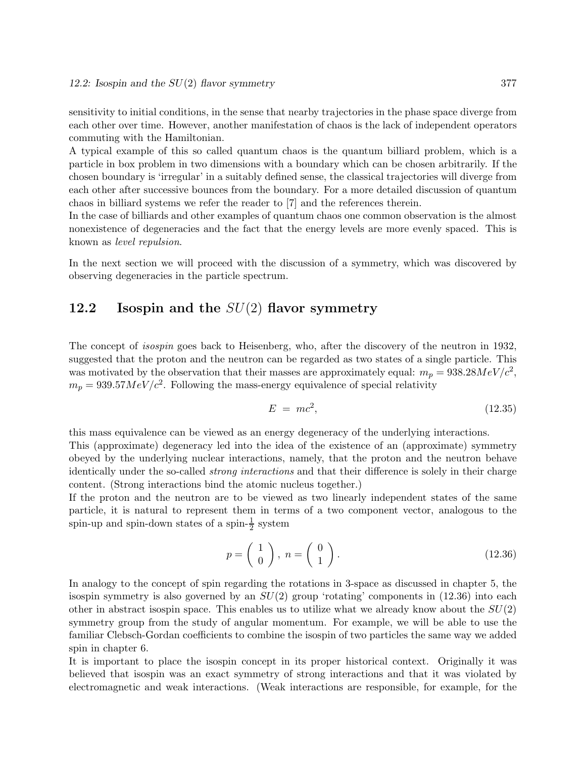sensitivity to initial conditions, in the sense that nearby trajectories in the phase space diverge from each other over time. However, another manifestation of chaos is the lack of independent operators commuting with the Hamiltonian.

A typical example of this so called quantum chaos is the quantum billiard problem, which is a particle in box problem in two dimensions with a boundary which can be chosen arbitrarily. If the chosen boundary is 'irregular' in a suitably defined sense, the classical trajectories will diverge from each other after successive bounces from the boundary. For a more detailed discussion of quantum chaos in billiard systems we refer the reader to [7] and the references therein.

In the case of billiards and other examples of quantum chaos one common observation is the almost nonexistence of degeneracies and the fact that the energy levels are more evenly spaced. This is known as *level repulsion*.

In the next section we will proceed with the discussion of a symmetry, which was discovered by observing degeneracies in the particle spectrum.

## 12.2 Isospin and the $SU(2)$ flavor symmetry

The concept of *isospin* goes back to Heisenberg, who, after the discovery of the neutron in 1932, suggested that the proton and the neutron can be regarded as two states of a single particle. This was motivated by the observation that their masses are approximately equal: $m_p = 938.28MeV/c^2$, $m_p = 939.57MeV/c^2$. Following the mass-energy equivalence of special relativity

$$E \;=\; mc^2, \tag{12.35}$$

this mass equivalence can be viewed as an energy degeneracy of the underlying interactions.

This (approximate) degeneracy led into the idea of the existence of an (approximate) symmetry obeyed by the underlying nuclear interactions, namely, that the proton and the neutron behave identically under the so-called *strong interactions* and that their difference is solely in their charge content. (Strong interactions bind the atomic nucleus together.)

If the proton and the neutron are to be viewed as two linearly independent states of the same particle, it is natural to represent them in terms of a two component vector, analogous to the spin-up and spin-down states of a spin-$\frac{1}{2}$ system

$$p = \begin{pmatrix} 1 \\ 0 \end{pmatrix}, \; n = \begin{pmatrix} 0 \\ 1 \end{pmatrix}. \tag{12.36}$$

In analogy to the concept of spin regarding the rotations in 3-space as discussed in chapter 5, the isospin symmetry is also governed by an $SU(2)$ group 'rotating' components in (12.36) into each other in abstract isospin space. This enables us to utilize what we already know about the $SU(2)$ symmetry group from the study of angular momentum. For example, we will be able to use the familiar Clebsch-Gordan coefficients to combine the isospin of two particles the same way we added spin in chapter 6.

It is important to place the isospin concept in its proper historical context. Originally it was believed that isospin was an exact symmetry of strong interactions and that it was violated by electromagnetic and weak interactions. (Weak interactions are responsible, for example, for the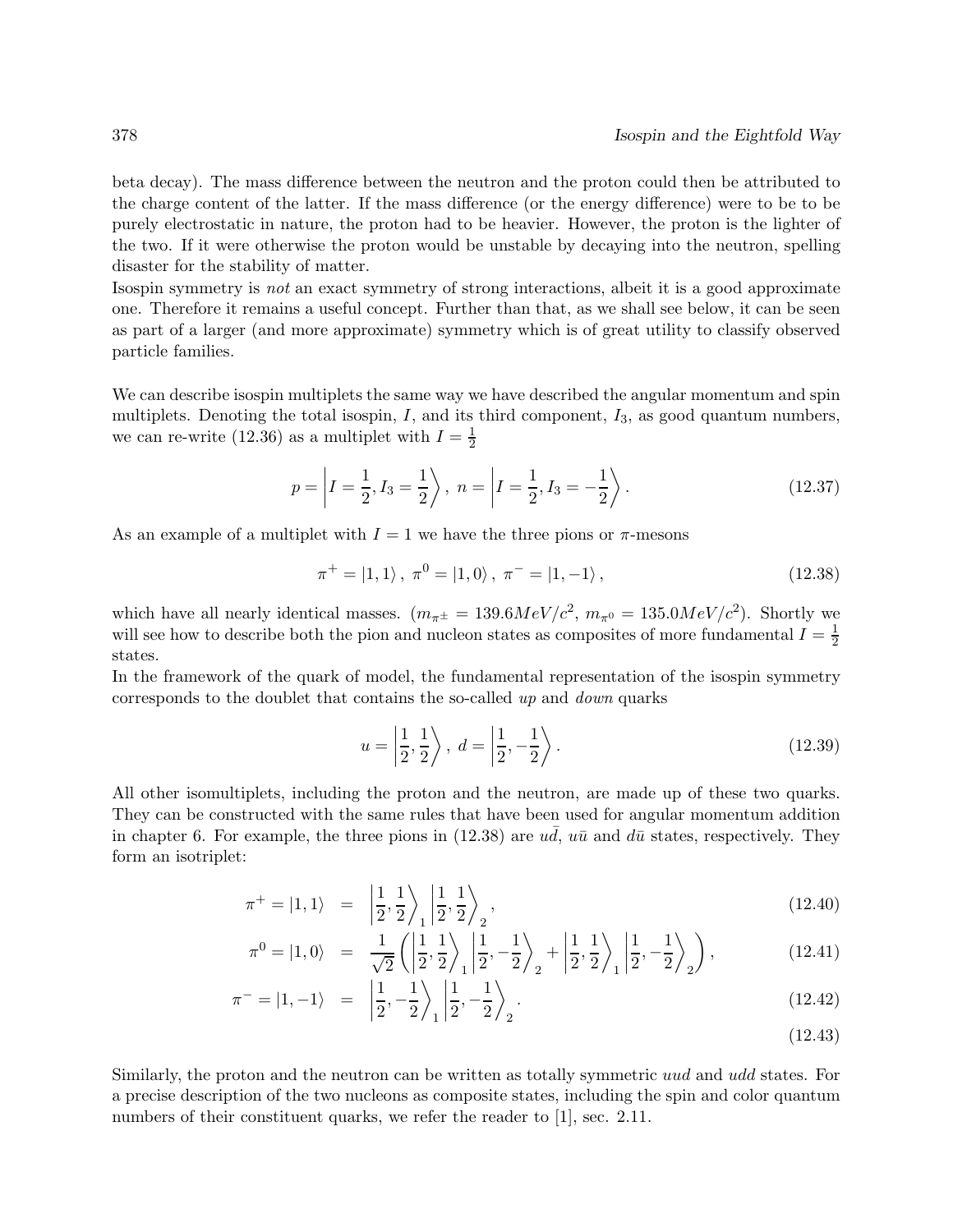beta decay). The mass difference between the neutron and the proton could then be attributed to the charge content of the latter. If the mass difference (or the energy difference) were to be to be purely electrostatic in nature, the proton had to be heavier. However, the proton is the lighter of the two. If it were otherwise the proton would be unstable by decaying into the neutron, spelling disaster for the stability of matter.
Isospin symmetry is *not* an exact symmetry of strong interactions, albeit it is a good approximate one. Therefore it remains a useful concept. Further than that, as we shall see below, it can be seen as part of a larger (and more approximate) symmetry which is of great utility to classify observed particle families.

We can describe isospin multiplets the same way we have described the angular momentum and spin multiplets. Denoting the total isospin, $I$, and its third component, $I_3$, as good quantum numbers, we can re-write (12.36) as a multiplet with $I = \frac{1}{2}$

$$p = \left| I = \frac{1}{2}, I_3 = \frac{1}{2} \right\rangle,\ n = \left| I = \frac{1}{2}, I_3 = -\frac{1}{2} \right\rangle. \tag{12.37}$$

As an example of a multiplet with $I = 1$ we have the three pions or $\pi$-mesons

$$\pi^+ = |1, 1\rangle\,,\ \pi^0 = |1, 0\rangle\,,\ \pi^- = |1, -1\rangle\,, \tag{12.38}$$

which have all nearly identical masses. ($m_{\pi^\pm} = 139.6 MeV/c^2$, $m_{\pi^0} = 135.0 MeV/c^2$). Shortly we will see how to describe both the pion and nucleon states as composites of more fundamental $I = \frac{1}{2}$ states.
In the framework of the quark of model, the fundamental representation of the isospin symmetry corresponds to the doublet that contains the so-called *up* and *down* quarks

$$u = \left| \frac{1}{2}, \frac{1}{2} \right\rangle,\ d = \left| \frac{1}{2}, -\frac{1}{2} \right\rangle. \tag{12.39}$$

All other isomultiplets, including the proton and the neutron, are made up of these two quarks. They can be constructed with the same rules that have been used for angular momentum addition in chapter 6. For example, the three pions in (12.38) are $u\bar{d}$, $u\bar{u}$ and $d\bar{u}$ states, respectively. They form an isotriplet:

$$\pi^+ = |1, 1\rangle \;=\; \left| \frac{1}{2}, \frac{1}{2} \right\rangle_1 \left| \frac{1}{2}, \frac{1}{2} \right\rangle_2, \tag{12.40}$$

$$\pi^0 = |1, 0\rangle \;=\; \frac{1}{\sqrt{2}} \left( \left| \frac{1}{2}, \frac{1}{2} \right\rangle_1 \left| \frac{1}{2}, -\frac{1}{2} \right\rangle_2 + \left| \frac{1}{2}, \frac{1}{2} \right\rangle_1 \left| \frac{1}{2}, -\frac{1}{2} \right\rangle_2 \right), \tag{12.41}$$

$$\pi^- = |1, -1\rangle \;=\; \left| \frac{1}{2}, -\frac{1}{2} \right\rangle_1 \left| \frac{1}{2}, -\frac{1}{2} \right\rangle_2. \tag{12.42}$$

$$\tag{12.43}$$

Similarly, the proton and the neutron can be written as totally symmetric $uud$ and $udd$ states. For a precise description of the two nucleons as composite states, including the spin and color quantum numbers of their constituent quarks, we refer the reader to [1], sec. 2.11.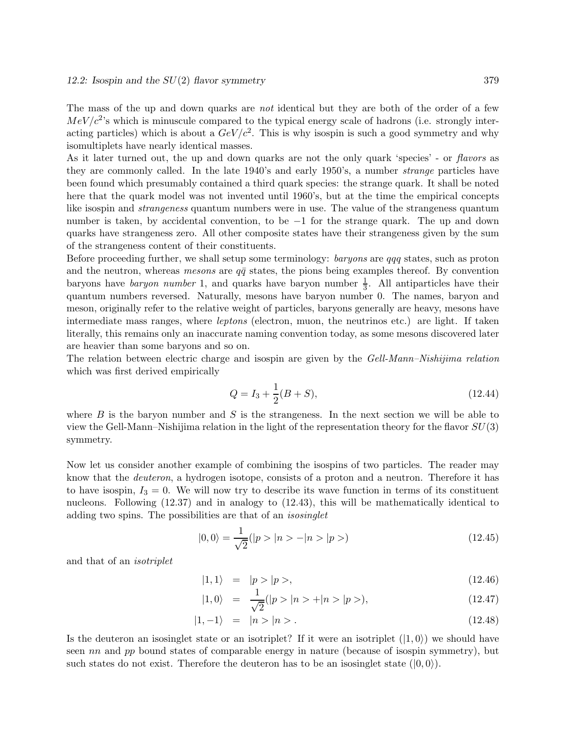The mass of the up and down quarks are *not* identical but they are both of the order of a few $MeV/c^2$'s which is minuscule compared to the typical energy scale of hadrons (i.e. strongly interacting particles) which is about a $GeV/c^2$. This is why isospin is such a good symmetry and why isomultiplets have nearly identical masses.

As it later turned out, the up and down quarks are not the only quark 'species' - or *flavors* as they are commonly called. In the late 1940's and early 1950's, a number *strange* particles have been found which presumably contained a third quark species: the strange quark. It shall be noted here that the quark model was not invented until 1960's, but at the time the empirical concepts like isospin and *strangeness* quantum numbers were in use. The value of the strangeness quantum number is taken, by accidental convention, to be $-1$ for the strange quark. The up and down quarks have strangeness zero. All other composite states have their strangeness given by the sum of the strangeness content of their constituents.

Before proceeding further, we shall setup some terminology: *baryons* are $qqq$ states, such as proton and the neutron, whereas *mesons* are $q\bar{q}$ states, the pions being examples thereof. By convention baryons have *baryon number* 1, and quarks have baryon number $\frac{1}{3}$. All antiparticles have their quantum numbers reversed. Naturally, mesons have baryon number 0. The names, baryon and meson, originally refer to the relative weight of particles, baryons generally are heavy, mesons have intermediate mass ranges, where *leptons* (electron, muon, the neutrinos etc.) are light. If taken literally, this remains only an inaccurate naming convention today, as some mesons discovered later are heavier than some baryons and so on.

The relation between electric charge and isospin are given by the *Gell-Mann–Nishijima relation* which was first derived empirically

$$Q = I_3 + \frac{1}{2}(B + S), \tag{12.44}$$

where $B$ is the baryon number and $S$ is the strangeness. In the next section we will be able to view the Gell-Mann–Nishijima relation in the light of the representation theory for the flavor $SU(3)$ symmetry.

Now let us consider another example of combining the isospins of two particles. The reader may know that the *deuteron*, a hydrogen isotope, consists of a proton and a neutron. Therefore it has to have isospin, $I_3 = 0$. We will now try to describe its wave function in terms of its constituent nucleons. Following (12.37) and in analogy to (12.43), this will be mathematically identical to adding two spins. The possibilities are that of an *isosinglet*

$$|0,0\rangle = \frac{1}{\sqrt{2}}(|p>|n> - |n>|p>) \tag{12.45}$$

and that of an *isotriplet*

$$|1,1\rangle = |p>|p>, \tag{12.46}$$

$$|1,0\rangle = \frac{1}{\sqrt{2}}(|p>|n> + |n>|p>), \tag{12.47}$$

$$|1,-1\rangle = |n>|n>. \tag{12.48}$$

Is the deuteron an isosinglet state or an isotriplet? If it were an isotriplet ($|1,0\rangle$) we should have seen $nn$ and $pp$ bound states of comparable energy in nature (because of isospin symmetry), but such states do not exist. Therefore the deuteron has to be an isosinglet state ($|0,0\rangle$).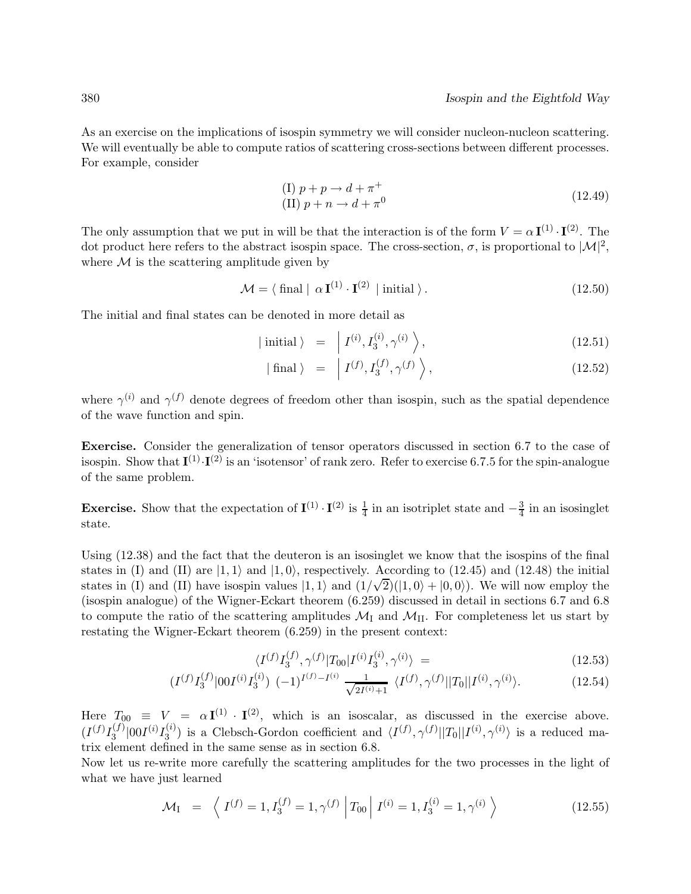As an exercise on the implications of isospin symmetry we will consider nucleon-nucleon scattering. We will eventually be able to compute ratios of scattering cross-sections between different processes. For example, consider

$$
\begin{aligned}
&\text{(I) } p + p \rightarrow d + \pi^+ \\
&\text{(II) } p + n \rightarrow d + \pi^0
\end{aligned}
\tag{12.49}
$$

The only assumption that we put in will be that the interaction is of the form $V = \alpha\, \mathbf{I}^{(1)} \cdot \mathbf{I}^{(2)}$. The dot product here refers to the abstract isospin space. The cross-section, $\sigma$, is proportional to $|\mathcal{M}|^2$, where $\mathcal{M}$ is the scattering amplitude given by

$$
\mathcal{M} = \langle \text{ final } |\ \alpha\, \mathbf{I}^{(1)} \cdot \mathbf{I}^{(2)}\ | \text{ initial } \rangle\,. \tag{12.50}
$$

The initial and final states can be denoted in more detail as

$$
|\text{ initial }\rangle \;=\; \left| I^{(i)}, I_3^{(i)}, \gamma^{(i)} \right\rangle, \tag{12.51}
$$

$$
|\text{ final }\rangle \;=\; \left| I^{(f)}, I_3^{(f)}, \gamma^{(f)} \right\rangle, \tag{12.52}
$$

where $\gamma^{(i)}$ and $\gamma^{(f)}$ denote degrees of freedom other than isospin, such as the spatial dependence of the wave function and spin.

**Exercise.** Consider the generalization of tensor operators discussed in section 6.7 to the case of isospin. Show that $\mathbf{I}^{(1)} \cdot \mathbf{I}^{(2)}$ is an 'isotensor' of rank zero. Refer to exercise 6.7.5 for the spin-analogue of the same problem.

**Exercise.** Show that the expectation of $\mathbf{I}^{(1)} \cdot \mathbf{I}^{(2)}$ is $\frac{1}{4}$ in an isotriplet state and $-\frac{3}{4}$ in an isosinglet state.

Using (12.38) and the fact that the deuteron is an isosinglet we know that the isospins of the final states in (I) and (II) are $|1,1\rangle$ and $|1,0\rangle$, respectively. According to (12.45) and (12.48) the initial states in (I) and (II) have isospin values $|1,1\rangle$ and $(1/\sqrt{2})(|1,0\rangle + |0,0\rangle)$. We will now employ the (isospin analogue) of the Wigner-Eckart theorem (6.259) discussed in detail in sections 6.7 and 6.8 to compute the ratio of the scattering amplitudes $\mathcal{M}_{\text{I}}$ and $\mathcal{M}_{\text{II}}$. For completeness let us start by restating the Wigner-Eckart theorem (6.259) in the present context:

$$
\langle I^{(f)} I_3^{(f)}, \gamma^{(f)} | T_{00} | I^{(i)} I_3^{(i)}, \gamma^{(i)} \rangle \;= \tag{12.53}
$$

$$
(I^{(f)} I_3^{(f)} | 00 I^{(i)} I_3^{(i)})\ (-1)^{I^{(f)} - I^{(i)}}\ \frac{1}{\sqrt{2I^{(i)}+1}}\ \langle I^{(f)}, \gamma^{(f)} || T_0 || I^{(i)}, \gamma^{(i)} \rangle. \tag{12.54}
$$

Here $T_{00} \equiv V = \alpha\, \mathbf{I}^{(1)} \cdot \mathbf{I}^{(2)}$, which is an isoscalar, as discussed in the exercise above. $(I^{(f)} I_3^{(f)} | 00 I^{(i)} I_3^{(i)})$ is a Clebsch-Gordon coefficient and $\langle I^{(f)}, \gamma^{(f)} || T_0 || I^{(i)}, \gamma^{(i)} \rangle$ is a reduced matrix element defined in the same sense as in section 6.8.

Now let us re-write more carefully the scattering amplitudes for the two processes in the light of what we have just learned

$$
\mathcal{M}_{\text{I}} \;=\; \left\langle I^{(f)} = 1, I_3^{(f)} = 1, \gamma^{(f)} \left| T_{00} \right| I^{(i)} = 1, I_3^{(i)} = 1, \gamma^{(i)} \right\rangle \tag{12.55}
$$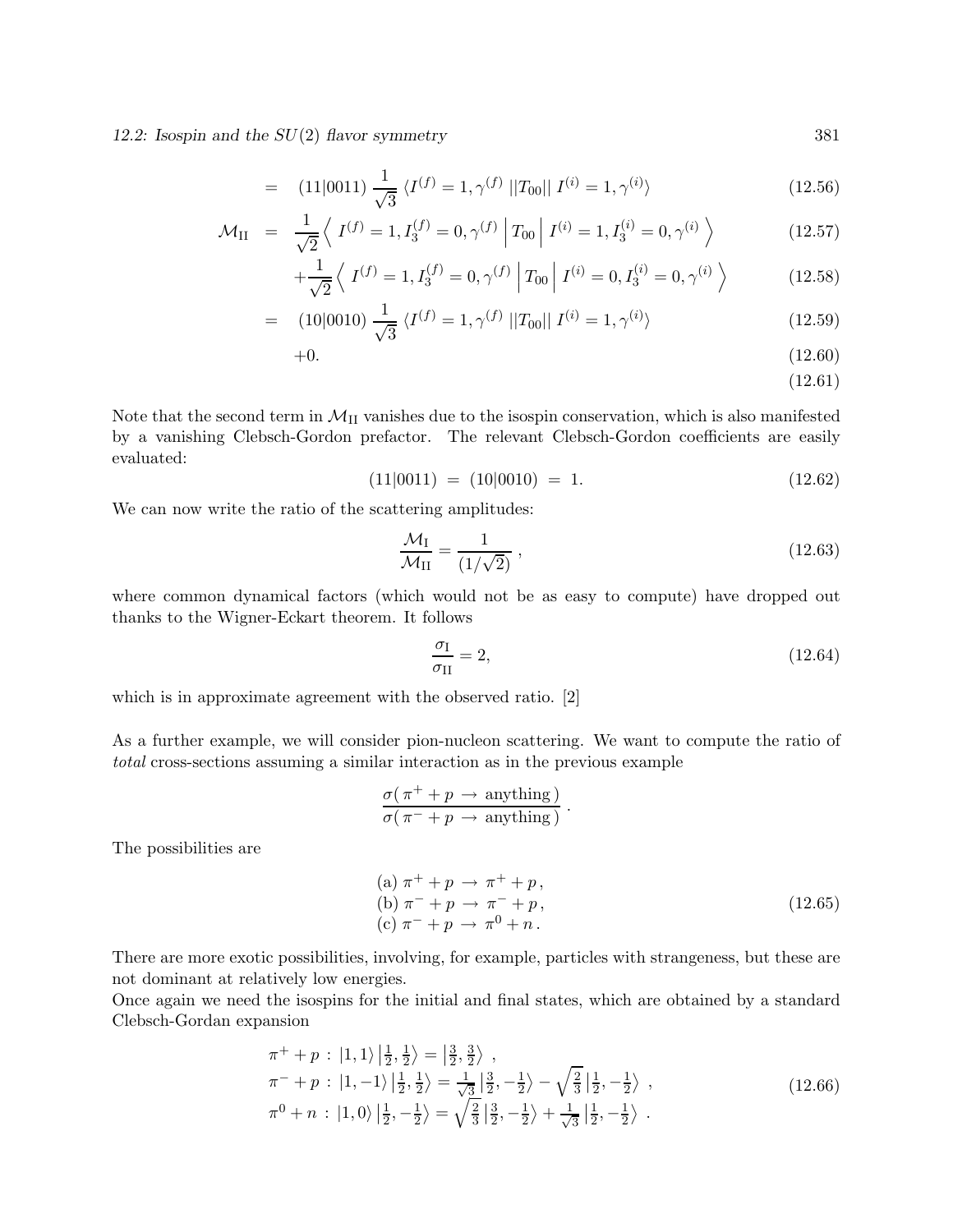$$
\begin{aligned}
&= \quad (11|0011)\,\frac{1}{\sqrt{3}}\,\langle I^{(f)}=1,\gamma^{(f)}\,||T_{00}||\,I^{(i)}=1,\gamma^{(i)}\rangle && (12.56)\\
\mathcal{M}_{\rm II} &= \quad \frac{1}{\sqrt{2}}\Big\langle\; I^{(f)}=1, I_3^{(f)}=0,\gamma^{(f)}\;\Big|\,T_{00}\,\Big|\; I^{(i)}=1, I_3^{(i)}=0,\gamma^{(i)}\;\Big\rangle && (12.57)\\
&\quad\; +\frac{1}{\sqrt{2}}\Big\langle\; I^{(f)}=1, I_3^{(f)}=0,\gamma^{(f)}\;\Big|\,T_{00}\,\Big|\; I^{(i)}=0, I_3^{(i)}=0,\gamma^{(i)}\;\Big\rangle && (12.58)\\
&= \quad (10|0010)\,\frac{1}{\sqrt{3}}\,\langle I^{(f)}=1,\gamma^{(f)}\,||T_{00}||\,I^{(i)}=1,\gamma^{(i)}\rangle && (12.59)\\
&\quad\; +0. && (12.60)\\
& && (12.61)
\end{aligned}
$$

Note that the second term in $\mathcal{M}_{\rm II}$ vanishes due to the isospin conservation, which is also manifested by a vanishing Clebsch-Gordon prefactor. The relevant Clebsch-Gordon coefficients are easily evaluated:

$$
(11|0011) \;=\; (10|0010) \;=\; 1. \qquad (12.62)
$$

We can now write the ratio of the scattering amplitudes:

$$
\frac{\mathcal{M}_{\rm I}}{\mathcal{M}_{\rm II}} = \frac{1}{(1/\sqrt{2})}\,, \qquad (12.63)
$$

where common dynamical factors (which would not be as easy to compute) have dropped out thanks to the Wigner-Eckart theorem. It follows

$$
\frac{\sigma_{\rm I}}{\sigma_{\rm II}} = 2, \qquad (12.64)
$$

which is in approximate agreement with the observed ratio. [2]

As a further example, we will consider pion-nucleon scattering. We want to compute the ratio of *total* cross-sections assuming a similar interaction as in the previous example

$$
\frac{\sigma(\,\pi^+ + p \,\rightarrow\, \text{anything}\,)}{\sigma(\,\pi^- + p \,\rightarrow\, \text{anything}\,)}\,.
$$

The possibilities are

$$
\begin{array}{l}
\text{(a) } \pi^+ + p \,\rightarrow\, \pi^+ + p\,,\\
\text{(b) } \pi^- + p \,\rightarrow\, \pi^- + p\,,\\
\text{(c) } \pi^- + p \,\rightarrow\, \pi^0 + n\,.
\end{array} \qquad (12.65)
$$

There are more exotic possibilities, involving, for example, particles with strangeness, but these are not dominant at relatively low energies.
Once again we need the isospins for the initial and final states, which are obtained by a standard Clebsch-Gordan expansion

$$
\begin{array}{l}
\pi^+ + p\,:\,|1,1\rangle\left|\tfrac{1}{2},\tfrac{1}{2}\right\rangle = \left|\tfrac{3}{2},\tfrac{3}{2}\right\rangle\,,\\
\pi^- + p\,:\,|1,-1\rangle\left|\tfrac{1}{2},\tfrac{1}{2}\right\rangle = \tfrac{1}{\sqrt{3}}\left|\tfrac{3}{2},-\tfrac{1}{2}\right\rangle - \sqrt{\tfrac{2}{3}}\left|\tfrac{1}{2},-\tfrac{1}{2}\right\rangle\,,\\
\pi^0 + n\,:\,|1,0\rangle\left|\tfrac{1}{2},-\tfrac{1}{2}\right\rangle = \sqrt{\tfrac{2}{3}}\left|\tfrac{3}{2},-\tfrac{1}{2}\right\rangle + \tfrac{1}{\sqrt{3}}\left|\tfrac{1}{2},-\tfrac{1}{2}\right\rangle\,.
\end{array} \qquad (12.66)
$$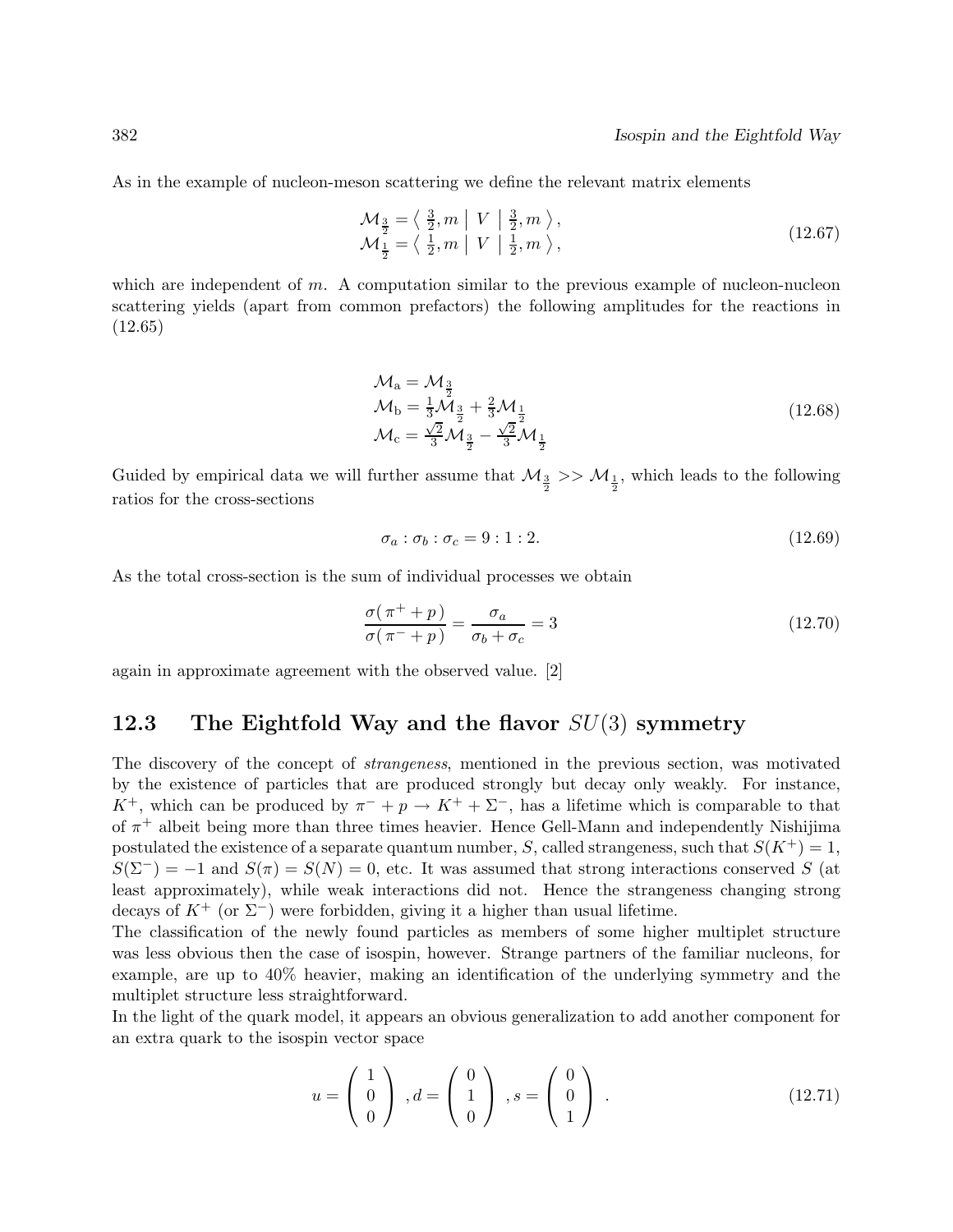As in the example of nucleon-meson scattering we define the relevant matrix elements

$$
\begin{aligned}
\mathcal{M}_{\frac{3}{2}} &= \left\langle \tfrac{3}{2}, m \,\middle|\, V \,\middle|\, \tfrac{3}{2}, m \right\rangle, \\
\mathcal{M}_{\frac{1}{2}} &= \left\langle \tfrac{1}{2}, m \,\middle|\, V \,\middle|\, \tfrac{1}{2}, m \right\rangle,
\end{aligned}
\tag{12.67}
$$

which are independent of $m$. A computation similar to the previous example of nucleon-nucleon scattering yields (apart from common prefactors) the following amplitudes for the reactions in (12.65)

$$
\begin{aligned}
\mathcal{M}_{\rm a} &= \mathcal{M}_{\frac{3}{2}} \\
\mathcal{M}_{\rm b} &= \tfrac{1}{3}\mathcal{M}_{\frac{3}{2}} + \tfrac{2}{3}\mathcal{M}_{\frac{1}{2}} \\
\mathcal{M}_{\rm c} &= \tfrac{\sqrt{2}}{3}\mathcal{M}_{\frac{3}{2}} - \tfrac{\sqrt{2}}{3}\mathcal{M}_{\frac{1}{2}}
\end{aligned}
\tag{12.68}
$$

Guided by empirical data we will further assume that $\mathcal{M}_{\frac{3}{2}} >> \mathcal{M}_{\frac{1}{2}}$, which leads to the following ratios for the cross-sections

$$
\sigma_a : \sigma_b : \sigma_c = 9 : 1 : 2. \tag{12.69}
$$

As the total cross-section is the sum of individual processes we obtain

$$
\frac{\sigma(\,\pi^+ + p\,)}{\sigma(\,\pi^- + p\,)} = \frac{\sigma_a}{\sigma_b + \sigma_c} = 3 \tag{12.70}
$$

again in approximate agreement with the observed value. [2]

## 12.3 The Eightfold Way and the flavor $SU(3)$ symmetry

The discovery of the concept of *strangeness*, mentioned in the previous section, was motivated by the existence of particles that are produced strongly but decay only weakly. For instance, $K^+$, which can be produced by $\pi^- + p \to K^+ + \Sigma^-$, has a lifetime which is comparable to that of $\pi^+$ albeit being more than three times heavier. Hence Gell-Mann and independently Nishijima postulated the existence of a separate quantum number, $S$, called strangeness, such that $S(K^+) = 1$, $S(\Sigma^-) = -1$ and $S(\pi) = S(N) = 0$, etc. It was assumed that strong interactions conserved $S$ (at least approximately), while weak interactions did not. Hence the strangeness changing strong decays of $K^+$ (or $\Sigma^-$) were forbidden, giving it a higher than usual lifetime.

The classification of the newly found particles as members of some higher multiplet structure was less obvious then the case of isospin, however. Strange partners of the familiar nucleons, for example, are up to 40% heavier, making an identification of the underlying symmetry and the multiplet structure less straightforward.

In the light of the quark model, it appears an obvious generalization to add another component for an extra quark to the isospin vector space

$$
u = \begin{pmatrix} 1 \\ 0 \\ 0 \end{pmatrix} , d = \begin{pmatrix} 0 \\ 1 \\ 0 \end{pmatrix} , s = \begin{pmatrix} 0 \\ 0 \\ 1 \end{pmatrix} . \tag{12.71}
$$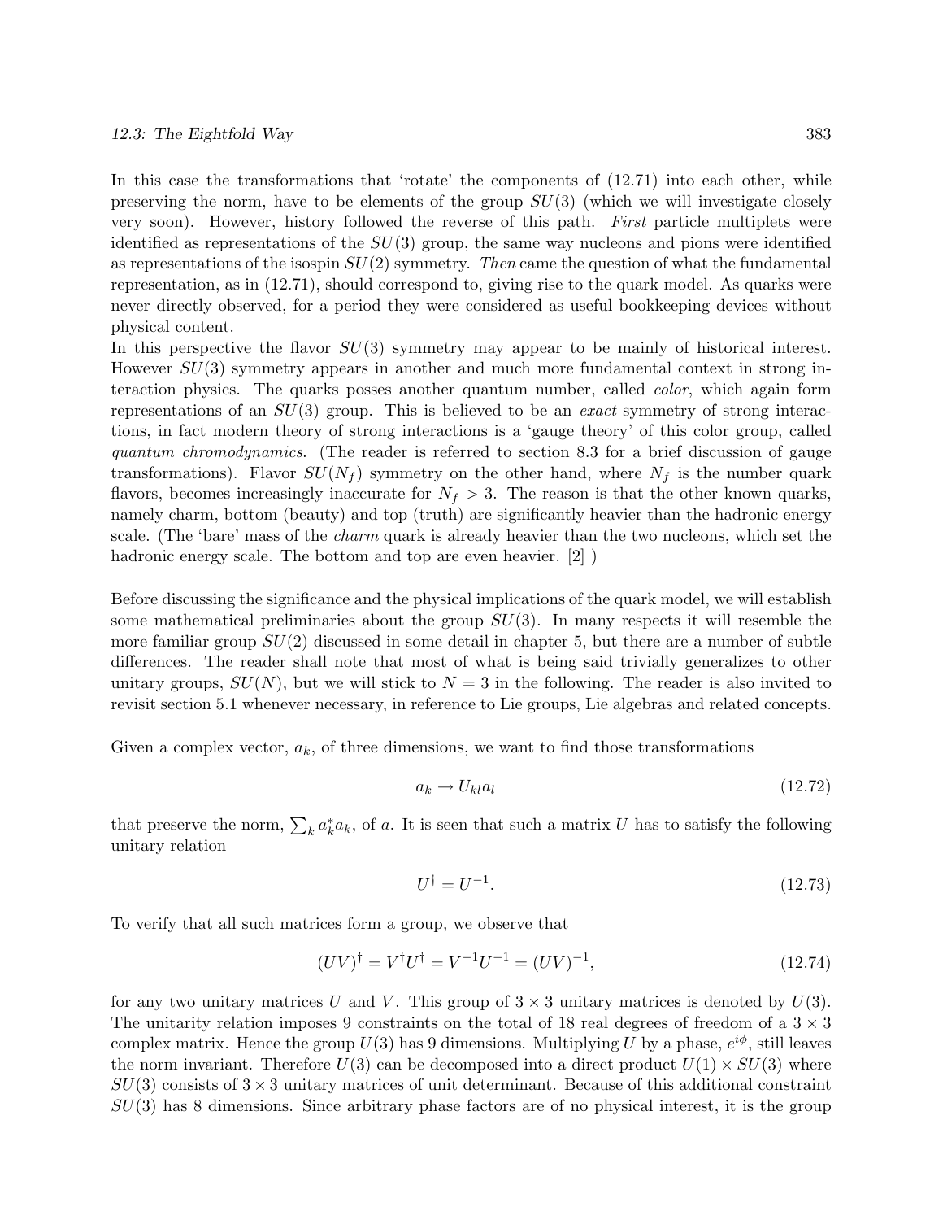In this case the transformations that 'rotate' the components of (12.71) into each other, while preserving the norm, have to be elements of the group $SU(3)$ (which we will investigate closely very soon). However, history followed the reverse of this path. *First* particle multiplets were identified as representations of the $SU(3)$ group, the same way nucleons and pions were identified as representations of the isospin $SU(2)$ symmetry. *Then* came the question of what the fundamental representation, as in (12.71), should correspond to, giving rise to the quark model. As quarks were never directly observed, for a period they were considered as useful bookkeeping devices without physical content.

In this perspective the flavor $SU(3)$ symmetry may appear to be mainly of historical interest. However $SU(3)$ symmetry appears in another and much more fundamental context in strong interaction physics. The quarks posses another quantum number, called *color*, which again form representations of an $SU(3)$ group. This is believed to be an *exact* symmetry of strong interactions, in fact modern theory of strong interactions is a 'gauge theory' of this color group, called *quantum chromodynamics*. (The reader is referred to section 8.3 for a brief discussion of gauge transformations). Flavor $SU(N_f)$ symmetry on the other hand, where $N_f$ is the number quark flavors, becomes increasingly inaccurate for $N_f > 3$. The reason is that the other known quarks, namely charm, bottom (beauty) and top (truth) are significantly heavier than the hadronic energy scale. (The 'bare' mass of the *charm* quark is already heavier than the two nucleons, which set the hadronic energy scale. The bottom and top are even heavier. [2] )

Before discussing the significance and the physical implications of the quark model, we will establish some mathematical preliminaries about the group $SU(3)$. In many respects it will resemble the more familiar group $SU(2)$ discussed in some detail in chapter 5, but there are a number of subtle differences. The reader shall note that most of what is being said trivially generalizes to other unitary groups, $SU(N)$, but we will stick to $N = 3$ in the following. The reader is also invited to revisit section 5.1 whenever necessary, in reference to Lie groups, Lie algebras and related concepts.

Given a complex vector, $a_k$, of three dimensions, we want to find those transformations

$$a_k \to U_{kl} a_l \tag{12.72}$$

that preserve the norm, $\sum_k a_k^* a_k$, of $a$. It is seen that such a matrix $U$ has to satisfy the following unitary relation

$$U^\dagger = U^{-1}. \tag{12.73}$$

To verify that all such matrices form a group, we observe that

$$(UV)^\dagger = V^\dagger U^\dagger = V^{-1} U^{-1} = (UV)^{-1}, \tag{12.74}$$

for any two unitary matrices $U$ and $V$. This group of $3 \times 3$ unitary matrices is denoted by $U(3)$. The unitarity relation imposes 9 constraints on the total of 18 real degrees of freedom of a $3 \times 3$ complex matrix. Hence the group $U(3)$ has 9 dimensions. Multiplying $U$ by a phase, $e^{i\phi}$, still leaves the norm invariant. Therefore $U(3)$ can be decomposed into a direct product $U(1) \times SU(3)$ where $SU(3)$ consists of $3 \times 3$ unitary matrices of unit determinant. Because of this additional constraint $SU(3)$ has 8 dimensions. Since arbitrary phase factors are of no physical interest, it is the group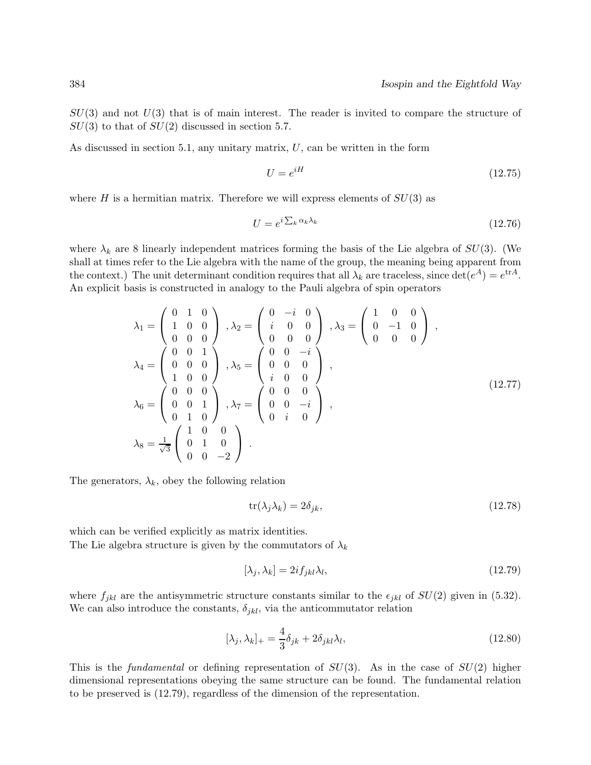$SU(3)$ and not $U(3)$ that is of main interest. The reader is invited to compare the structure of $SU(3)$ to that of $SU(2)$ discussed in section 5.7.

As discussed in section 5.1, any unitary matrix, $U$, can be written in the form

$$U = e^{iH} \tag{12.75}$$

where $H$ is a hermitian matrix. Therefore we will express elements of $SU(3)$ as

$$U = e^{i \sum_k \alpha_k \lambda_k} \tag{12.76}$$

where $\lambda_k$ are 8 linearly independent matrices forming the basis of the Lie algebra of $SU(3)$. (We shall at times refer to the Lie algebra with the name of the group, the meaning being apparent from the context.) The unit determinant condition requires that all $\lambda_k$ are traceless, since $\det(e^A) = e^{\mathrm{tr}A}$. An explicit basis is constructed in analogy to the Pauli algebra of spin operators

$$\begin{aligned}
&\lambda_1 = \begin{pmatrix} 0 & 1 & 0 \\ 1 & 0 & 0 \\ 0 & 0 & 0 \end{pmatrix}, \lambda_2 = \begin{pmatrix} 0 & -i & 0 \\ i & 0 & 0 \\ 0 & 0 & 0 \end{pmatrix}, \lambda_3 = \begin{pmatrix} 1 & 0 & 0 \\ 0 & -1 & 0 \\ 0 & 0 & 0 \end{pmatrix}, \\
&\lambda_4 = \begin{pmatrix} 0 & 0 & 1 \\ 0 & 0 & 0 \\ 1 & 0 & 0 \end{pmatrix}, \lambda_5 = \begin{pmatrix} 0 & 0 & -i \\ 0 & 0 & 0 \\ i & 0 & 0 \end{pmatrix}, \\
&\lambda_6 = \begin{pmatrix} 0 & 0 & 0 \\ 0 & 0 & 1 \\ 0 & 1 & 0 \end{pmatrix}, \lambda_7 = \begin{pmatrix} 0 & 0 & 0 \\ 0 & 0 & -i \\ 0 & i & 0 \end{pmatrix}, \\
&\lambda_8 = \frac{1}{\sqrt{3}} \begin{pmatrix} 1 & 0 & 0 \\ 0 & 1 & 0 \\ 0 & 0 & -2 \end{pmatrix}.
\end{aligned} \tag{12.77}$$

The generators, $\lambda_k$, obey the following relation

$$\mathrm{tr}(\lambda_j \lambda_k) = 2\delta_{jk}, \tag{12.78}$$

which can be verified explicitly as matrix identities.
The Lie algebra structure is given by the commutators of $\lambda_k$

$$[\lambda_j, \lambda_k] = 2i f_{jkl} \lambda_l, \tag{12.79}$$

where $f_{jkl}$ are the antisymmetric structure constants similar to the $\epsilon_{jkl}$ of $SU(2)$ given in (5.32). We can also introduce the constants, $\delta_{jkl}$, via the anticommutator relation

$$[\lambda_j, \lambda_k]_+ = \frac{4}{3}\delta_{jk} + 2\delta_{jkl}\lambda_l, \tag{12.80}$$

This is the *fundamental* or defining representation of $SU(3)$. As in the case of $SU(2)$ higher dimensional representations obeying the same structure can be found. The fundamental relation to be preserved is (12.79), regardless of the dimension of the representation.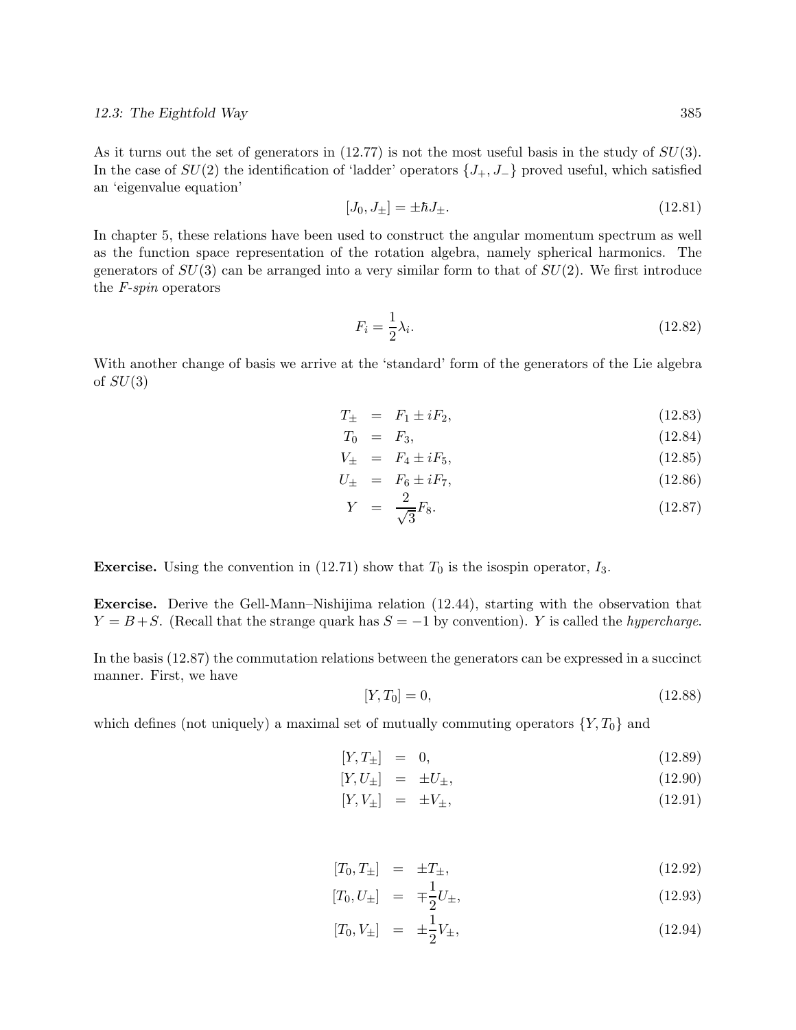As it turns out the set of generators in (12.77) is not the most useful basis in the study of $SU(3)$. In the case of $SU(2)$ the identification of 'ladder' operators $\{J_+, J_-\}$ proved useful, which satisfied an 'eigenvalue equation'

$$[J_0, J_\pm] = \pm\hbar J_\pm. \tag{12.81}$$

In chapter 5, these relations have been used to construct the angular momentum spectrum as well as the function space representation of the rotation algebra, namely spherical harmonics. The generators of $SU(3)$ can be arranged into a very similar form to that of $SU(2)$. We first introduce the *F-spin* operators

$$F_i = \frac{1}{2}\lambda_i. \tag{12.82}$$

With another change of basis we arrive at the 'standard' form of the generators of the Lie algebra of $SU(3)$

$$T_\pm = F_1 \pm iF_2, \tag{12.83}$$

$$T_0 = F_3, \tag{12.84}$$

$$V_\pm = F_4 \pm iF_5, \tag{12.85}$$

$$U_\pm = F_6 \pm iF_7, \tag{12.86}$$

$$Y = \frac{2}{\sqrt{3}}F_8. \tag{12.87}$$

**Exercise.** Using the convention in (12.71) show that $T_0$ is the isospin operator, $I_3$.

**Exercise.** Derive the Gell-Mann–Nishijima relation (12.44), starting with the observation that $Y = B + S$. (Recall that the strange quark has $S = -1$ by convention). $Y$ is called the *hypercharge*.

In the basis (12.87) the commutation relations between the generators can be expressed in a succinct manner. First, we have

$$[Y, T_0] = 0, \tag{12.88}$$

which defines (not uniquely) a maximal set of mutually commuting operators $\{Y, T_0\}$ and

$$[Y, T_\pm] = 0, \tag{12.89}$$

$$[Y, U_\pm] = \pm U_\pm, \tag{12.90}$$

$$[Y, V_\pm] = \pm V_\pm, \tag{12.91}$$

$$[T_0, T_\pm] = \pm T_\pm, \tag{12.92}$$

$$[T_0, U_\pm] = \mp\frac{1}{2}U_\pm, \tag{12.93}$$

$$[T_0, V_\pm] = \pm\frac{1}{2}V_\pm, \tag{12.94}$$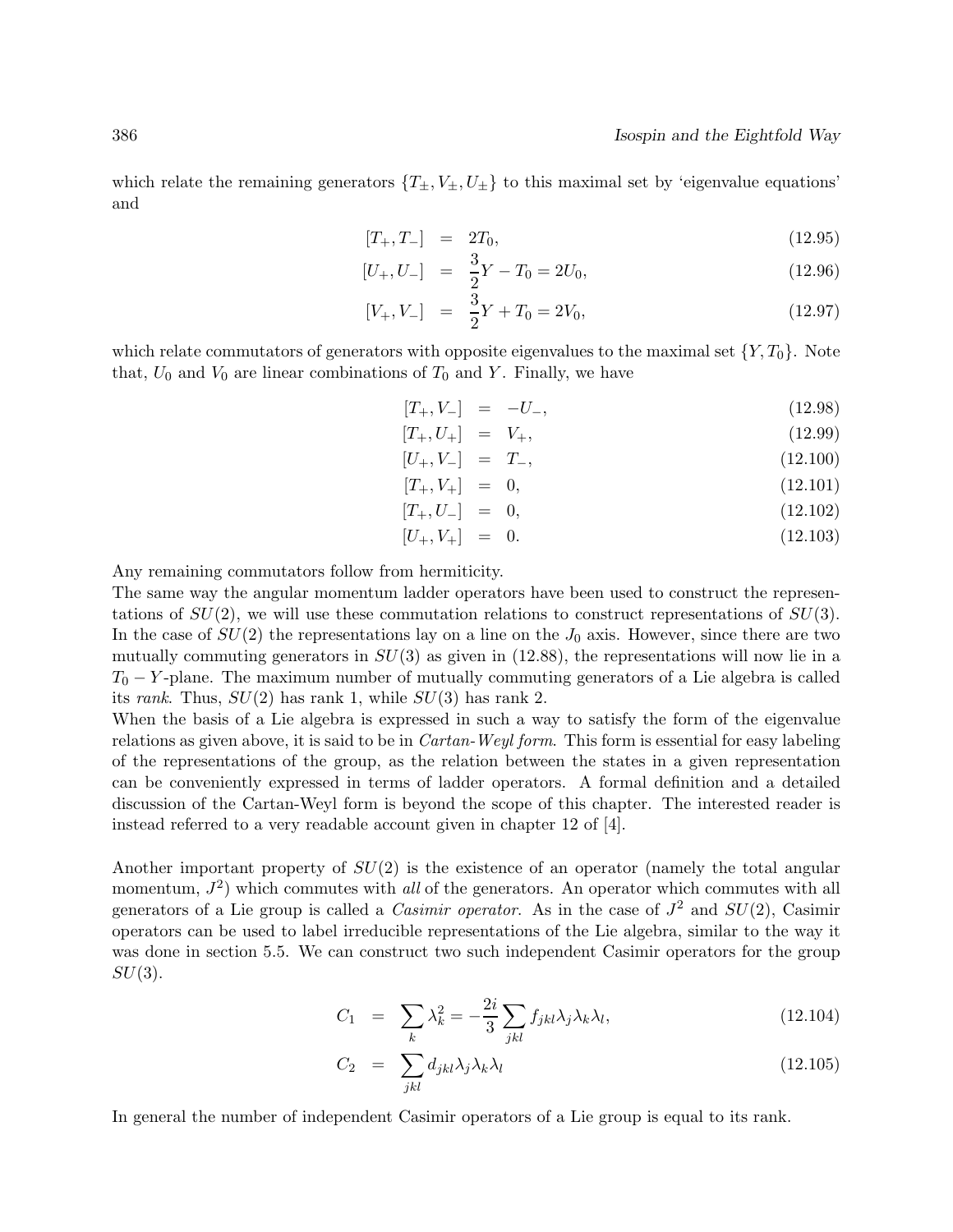which relate the remaining generators $\{T_\pm, V_\pm, U_\pm\}$ to this maximal set by 'eigenvalue equations' and

$$[T_+, T_-] = 2T_0, \tag{12.95}$$

$$[U_+, U_-] = \frac{3}{2}Y - T_0 = 2U_0, \tag{12.96}$$

$$[V_+, V_-] = \frac{3}{2}Y + T_0 = 2V_0, \tag{12.97}$$

which relate commutators of generators with opposite eigenvalues to the maximal set $\{Y, T_0\}$. Note that, $U_0$ and $V_0$ are linear combinations of $T_0$ and $Y$. Finally, we have

$$[T_+, V_-] = -U_-, \tag{12.98}$$

$$[T_+, U_+] = V_+, \tag{12.99}$$

$$[U_+, V_-] = T_-, \tag{12.100}$$

$$[T_+, V_+] = 0, \tag{12.101}$$

$$[T_+, U_-] = 0, \tag{12.102}$$

$$[U_+, V_+] = 0. \tag{12.103}$$

Any remaining commutators follow from hermiticity.

The same way the angular momentum ladder operators have been used to construct the representations of $SU(2)$, we will use these commutation relations to construct representations of $SU(3)$. In the case of $SU(2)$ the representations lay on a line on the $J_0$ axis. However, since there are two mutually commuting generators in $SU(3)$ as given in (12.88), the representations will now lie in a $T_0 - Y$-plane. The maximum number of mutually commuting generators of a Lie algebra is called its *rank*. Thus, $SU(2)$ has rank 1, while $SU(3)$ has rank 2.

When the basis of a Lie algebra is expressed in such a way to satisfy the form of the eigenvalue relations as given above, it is said to be in *Cartan-Weyl form*. This form is essential for easy labeling of the representations of the group, as the relation between the states in a given representation can be conveniently expressed in terms of ladder operators. A formal definition and a detailed discussion of the Cartan-Weyl form is beyond the scope of this chapter. The interested reader is instead referred to a very readable account given in chapter 12 of [4].

Another important property of $SU(2)$ is the existence of an operator (namely the total angular momentum, $J^2$) which commutes with *all* of the generators. An operator which commutes with all generators of a Lie group is called a *Casimir operator*. As in the case of $J^2$ and $SU(2)$, Casimir operators can be used to label irreducible representations of the Lie algebra, similar to the way it was done in section 5.5. We can construct two such independent Casimir operators for the group $SU(3)$.

$$C_1 = \sum_k \lambda_k^2 = -\frac{2i}{3}\sum_{jkl} f_{jkl}\lambda_j\lambda_k\lambda_l, \tag{12.104}$$

$$C_2 = \sum_{jkl} d_{jkl}\lambda_j\lambda_k\lambda_l \tag{12.105}$$

In general the number of independent Casimir operators of a Lie group is equal to its rank.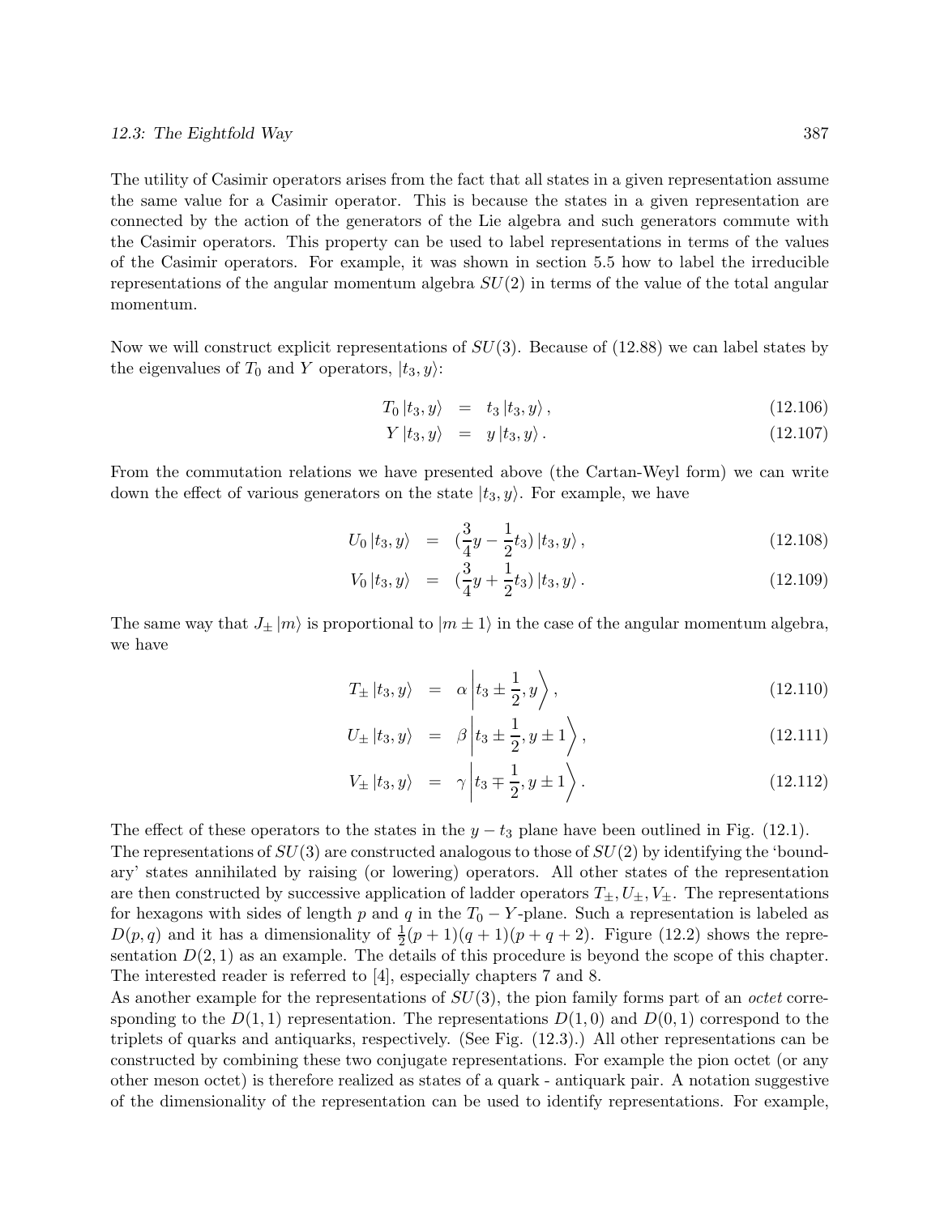The utility of Casimir operators arises from the fact that all states in a given representation assume the same value for a Casimir operator. This is because the states in a given representation are connected by the action of the generators of the Lie algebra and such generators commute with the Casimir operators. This property can be used to label representations in terms of the values of the Casimir operators. For example, it was shown in section 5.5 how to label the irreducible representations of the angular momentum algebra $SU(2)$ in terms of the value of the total angular momentum.

Now we will construct explicit representations of $SU(3)$. Because of (12.88) we can label states by the eigenvalues of $T_0$ and $Y$ operators, $|t_3, y\rangle$:

$$T_0 \, |t_3, y\rangle = t_3 \, |t_3, y\rangle \, , \tag{12.106}$$

$$Y \, |t_3, y\rangle = y \, |t_3, y\rangle \, . \tag{12.107}$$

From the commutation relations we have presented above (the Cartan-Weyl form) we can write down the effect of various generators on the state $|t_3, y\rangle$. For example, we have

$$U_0 \, |t_3, y\rangle = (\frac{3}{4}y - \frac{1}{2}t_3) \, |t_3, y\rangle \, , \tag{12.108}$$

$$V_0 \, |t_3, y\rangle = (\frac{3}{4}y + \frac{1}{2}t_3) \, |t_3, y\rangle \, . \tag{12.109}$$

The same way that $J_\pm \, |m\rangle$ is proportional to $|m \pm 1\rangle$ in the case of the angular momentum algebra, we have

$$T_\pm \, |t_3, y\rangle = \alpha \left| t_3 \pm \frac{1}{2}, y \right\rangle , \tag{12.110}$$

$$U_\pm \, |t_3, y\rangle = \beta \left| t_3 \pm \frac{1}{2}, y \pm 1 \right\rangle , \tag{12.111}$$

$$V_\pm \, |t_3, y\rangle = \gamma \left| t_3 \mp \frac{1}{2}, y \pm 1 \right\rangle . \tag{12.112}$$

The effect of these operators to the states in the $y - t_3$ plane have been outlined in Fig. (12.1). The representations of $SU(3)$ are constructed analogous to those of $SU(2)$ by identifying the 'boundary' states annihilated by raising (or lowering) operators. All other states of the representation are then constructed by successive application of ladder operators $T_\pm, U_\pm, V_\pm$. The representations for hexagons with sides of length $p$ and $q$ in the $T_0 - Y$-plane. Such a representation is labeled as $D(p, q)$ and it has a dimensionality of $\frac{1}{2}(p+1)(q+1)(p+q+2)$. Figure (12.2) shows the representation $D(2, 1)$ as an example. The details of this procedure is beyond the scope of this chapter. The interested reader is referred to [4], especially chapters 7 and 8.

As another example for the representations of $SU(3)$, the pion family forms part of an *octet* corresponding to the $D(1, 1)$ representation. The representations $D(1, 0)$ and $D(0, 1)$ correspond to the triplets of quarks and antiquarks, respectively. (See Fig. (12.3).) All other representations can be constructed by combining these two conjugate representations. For example the pion octet (or any other meson octet) is therefore realized as states of a quark - antiquark pair. A notation suggestive of the dimensionality of the representation can be used to identify representations. For example,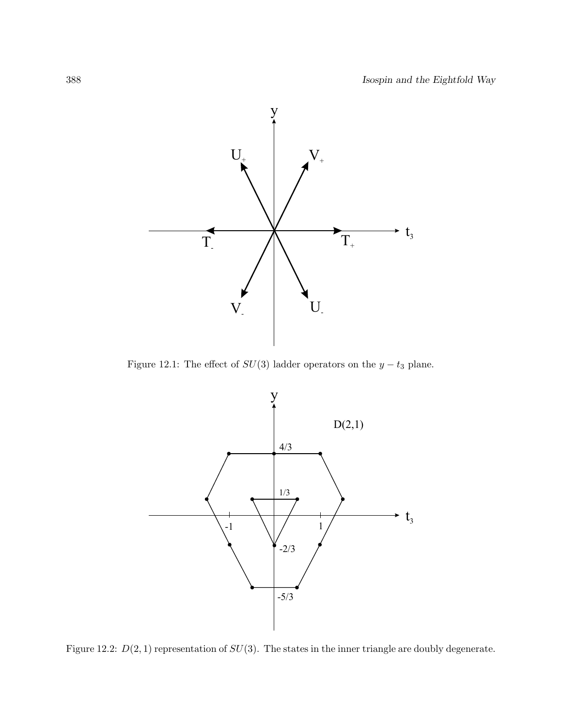Figure 12.1: The effect of $SU(3)$ ladder operators on the $y - t_3$ plane.

Figure 12.2: $D(2, 1)$ representation of $SU(3)$. The states in the inner triangle are doubly degenerate.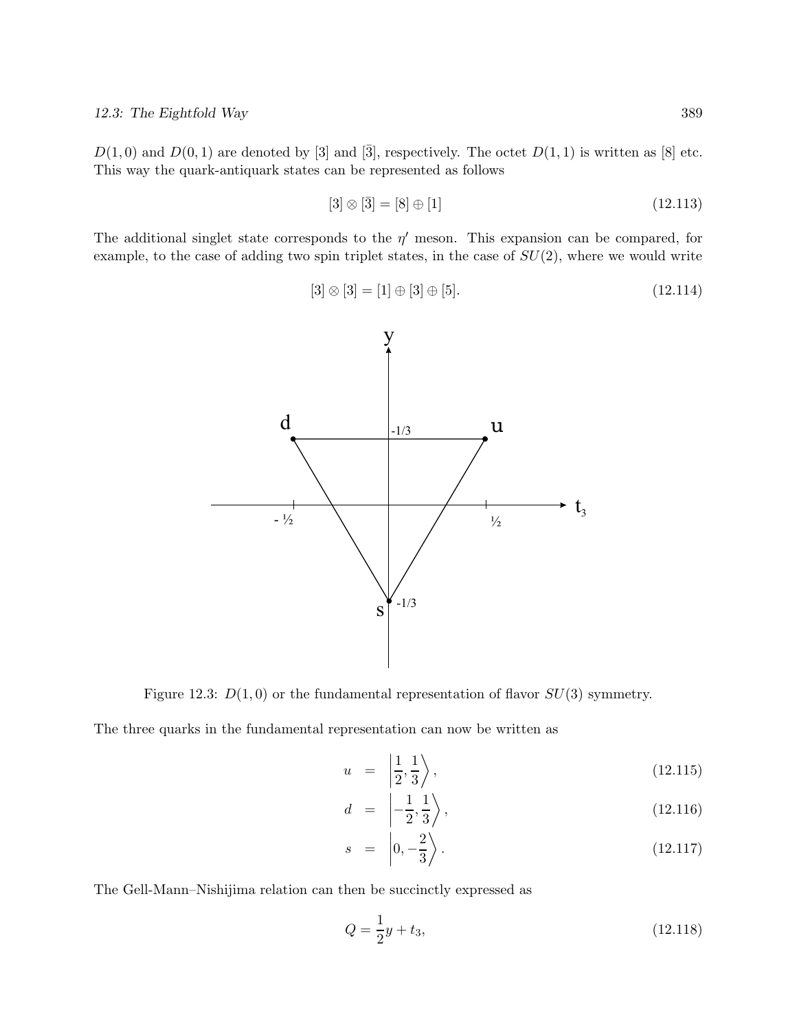$D(1,0)$ and $D(0,1)$ are denoted by [3] and [$\bar{3}$], respectively. The octet $D(1,1)$ is written as [8] etc. This way the quark-antiquark states can be represented as follows

$$[3] \otimes [\bar{3}] = [8] \oplus [1] \tag{12.113}$$

The additional singlet state corresponds to the $\eta'$ meson. This expansion can be compared, for example, to the case of adding two spin triplet states, in the case of $SU(2)$, where we would write

$$[3] \otimes [3] = [1] \oplus [3] \oplus [5]. \tag{12.114}$$

Figure 12.3: $D(1,0)$ or the fundamental representation of flavor $SU(3)$ symmetry.

The three quarks in the fundamental representation can now be written as

$$u = \left| \frac{1}{2}, \frac{1}{3} \right\rangle, \tag{12.115}$$

$$d = \left| -\frac{1}{2}, \frac{1}{3} \right\rangle, \tag{12.116}$$

$$s = \left| 0, -\frac{2}{3} \right\rangle. \tag{12.117}$$

The Gell-Mann–Nishijima relation can then be succinctly expressed as

$$Q = \frac{1}{2}y + t_3, \tag{12.118}$$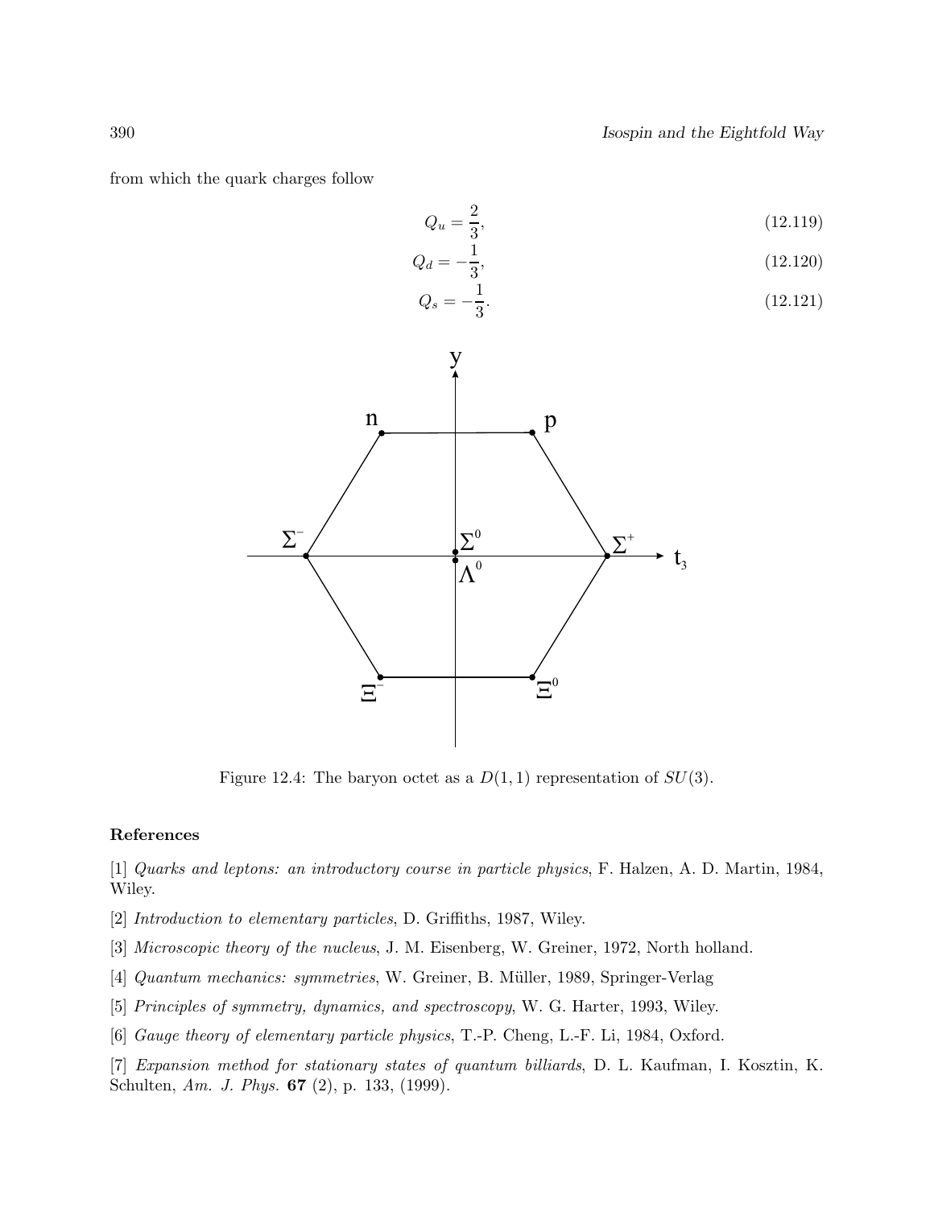from which the quark charges follow

$$Q_u = \frac{2}{3}, \tag{12.119}$$

$$Q_d = -\frac{1}{3}, \tag{12.120}$$

$$Q_s = -\frac{1}{3}. \tag{12.121}$$

y

n p

$\Sigma^-$ $\Sigma^0$ $\Sigma^+$ $t_3$

$\Lambda^0$

$\Xi^-$ $\Xi^0$

Figure 12.4: The baryon octet as a $D(1,1)$ representation of $SU(3)$.

**References**

[1] *Quarks and leptons: an introductory course in particle physics*, F. Halzen, A. D. Martin, 1984, Wiley.

[2] *Introduction to elementary particles*, D. Griffiths, 1987, Wiley.

[3] *Microscopic theory of the nucleus*, J. M. Eisenberg, W. Greiner, 1972, North holland.

[4] *Quantum mechanics: symmetries*, W. Greiner, B. Müller, 1989, Springer-Verlag

[5] *Principles of symmetry, dynamics, and spectroscopy*, W. G. Harter, 1993, Wiley.

[6] *Gauge theory of elementary particle physics*, T.-P. Cheng, L.-F. Li, 1984, Oxford.

[7] *Expansion method for stationary states of quantum billiards*, D. L. Kaufman, I. Kosztin, K. Schulten, *Am. J. Phys.* **67** (2), p. 133, (1999).